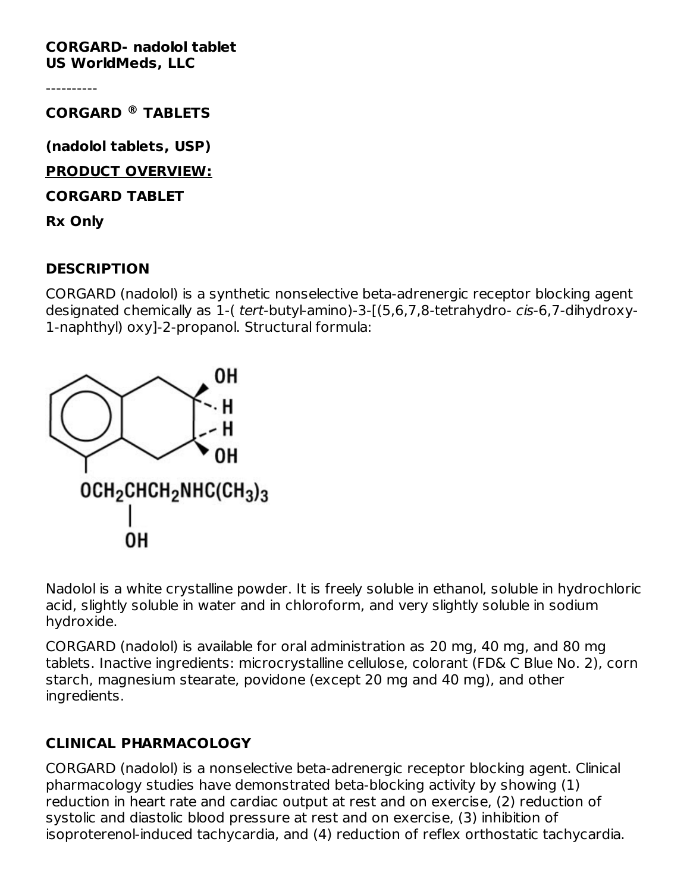**CORGARD- nadolol tablet**
**US WorldMeds, LLC**

----------

**CORGARD ® TABLETS**

**(nadolol tablets, USP)**

**PRODUCT OVERVIEW:**

**CORGARD TABLET**

**Rx Only**

## DESCRIPTION

CORGARD (nadolol) is a synthetic nonselective beta-adrenergic receptor blocking agent designated chemically as 1-( *tert*-butyl-amino)-3-[(5,6,7,8-tetrahydro- *cis*-6,7-dihydroxy-1-naphthyl) oxy]-2-propanol. Structural formula:

$OCH_2CHCH_2NHC(CH_3)_3$

Nadolol is a white crystalline powder. It is freely soluble in ethanol, soluble in hydrochloric acid, slightly soluble in water and in chloroform, and very slightly soluble in sodium hydroxide.

CORGARD (nadolol) is available for oral administration as 20 mg, 40 mg, and 80 mg tablets. Inactive ingredients: microcrystalline cellulose, colorant (FD& C Blue No. 2), corn starch, magnesium stearate, povidone (except 20 mg and 40 mg), and other ingredients.

## CLINICAL PHARMACOLOGY

CORGARD (nadolol) is a nonselective beta-adrenergic receptor blocking agent. Clinical pharmacology studies have demonstrated beta-blocking activity by showing (1) reduction in heart rate and cardiac output at rest and on exercise, (2) reduction of systolic and diastolic blood pressure at rest and on exercise, (3) inhibition of isoproterenol-induced tachycardia, and (4) reduction of reflex orthostatic tachycardia.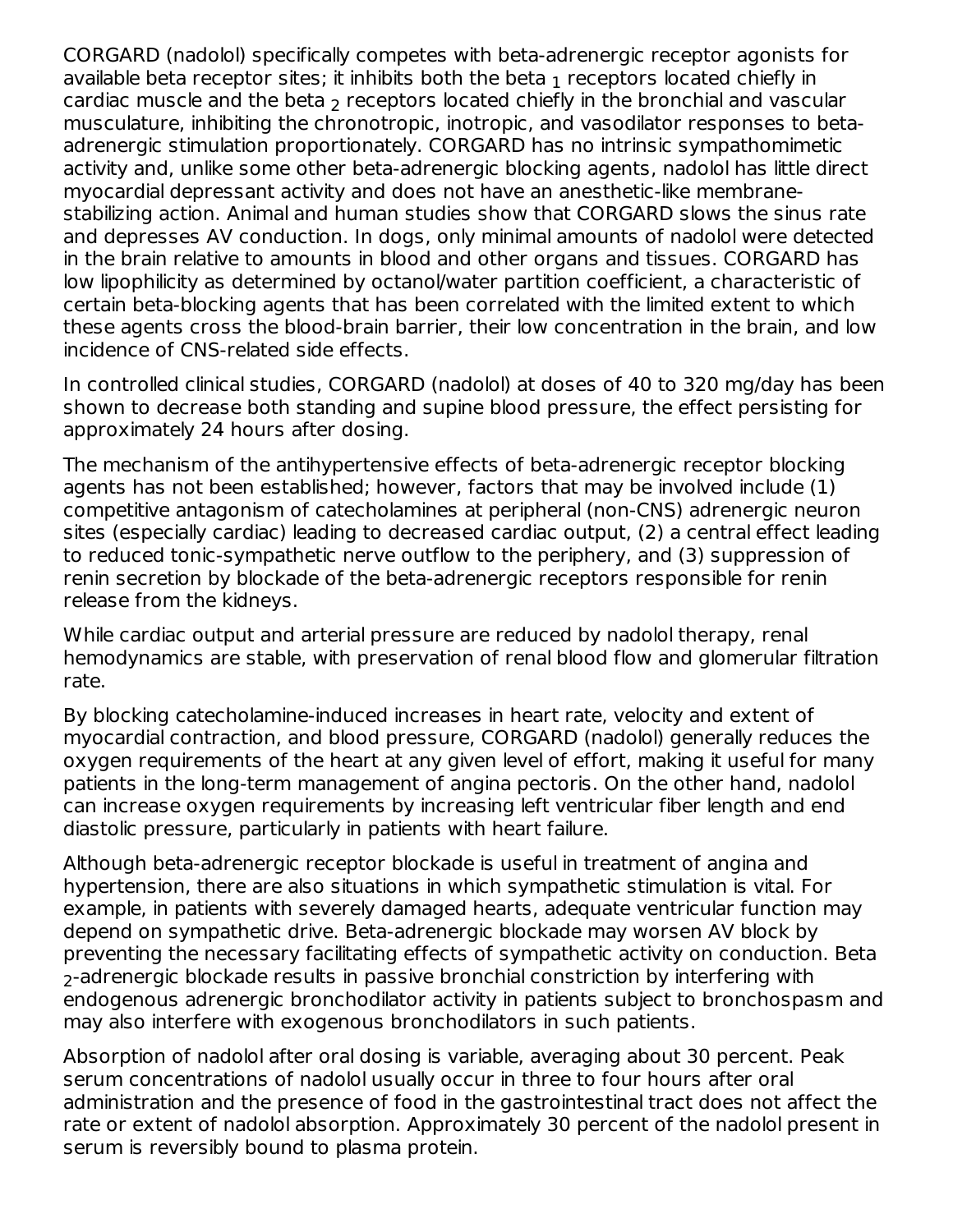CORGARD (nadolol) specifically competes with beta-adrenergic receptor agonists for available beta receptor sites; it inhibits both the beta $_1$ receptors located chiefly in cardiac muscle and the beta $_2$ receptors located chiefly in the bronchial and vascular musculature, inhibiting the chronotropic, inotropic, and vasodilator responses to beta-adrenergic stimulation proportionately. CORGARD has no intrinsic sympathomimetic activity and, unlike some other beta-adrenergic blocking agents, nadolol has little direct myocardial depressant activity and does not have an anesthetic-like membrane-stabilizing action. Animal and human studies show that CORGARD slows the sinus rate and depresses AV conduction. In dogs, only minimal amounts of nadolol were detected in the brain relative to amounts in blood and other organs and tissues. CORGARD has low lipophilicity as determined by octanol/water partition coefficient, a characteristic of certain beta-blocking agents that has been correlated with the limited extent to which these agents cross the blood-brain barrier, their low concentration in the brain, and low incidence of CNS-related side effects.

In controlled clinical studies, CORGARD (nadolol) at doses of 40 to 320 mg/day has been shown to decrease both standing and supine blood pressure, the effect persisting for approximately 24 hours after dosing.

The mechanism of the antihypertensive effects of beta-adrenergic receptor blocking agents has not been established; however, factors that may be involved include (1) competitive antagonism of catecholamines at peripheral (non-CNS) adrenergic neuron sites (especially cardiac) leading to decreased cardiac output, (2) a central effect leading to reduced tonic-sympathetic nerve outflow to the periphery, and (3) suppression of renin secretion by blockade of the beta-adrenergic receptors responsible for renin release from the kidneys.

While cardiac output and arterial pressure are reduced by nadolol therapy, renal hemodynamics are stable, with preservation of renal blood flow and glomerular filtration rate.

By blocking catecholamine-induced increases in heart rate, velocity and extent of myocardial contraction, and blood pressure, CORGARD (nadolol) generally reduces the oxygen requirements of the heart at any given level of effort, making it useful for many patients in the long-term management of angina pectoris. On the other hand, nadolol can increase oxygen requirements by increasing left ventricular fiber length and end diastolic pressure, particularly in patients with heart failure.

Although beta-adrenergic receptor blockade is useful in treatment of angina and hypertension, there are also situations in which sympathetic stimulation is vital. For example, in patients with severely damaged hearts, adequate ventricular function may depend on sympathetic drive. Beta-adrenergic blockade may worsen AV block by preventing the necessary facilitating effects of sympathetic activity on conduction. Beta $_2$-adrenergic blockade results in passive bronchial constriction by interfering with endogenous adrenergic bronchodilator activity in patients subject to bronchospasm and may also interfere with exogenous bronchodilators in such patients.

Absorption of nadolol after oral dosing is variable, averaging about 30 percent. Peak serum concentrations of nadolol usually occur in three to four hours after oral administration and the presence of food in the gastrointestinal tract does not affect the rate or extent of nadolol absorption. Approximately 30 percent of the nadolol present in serum is reversibly bound to plasma protein.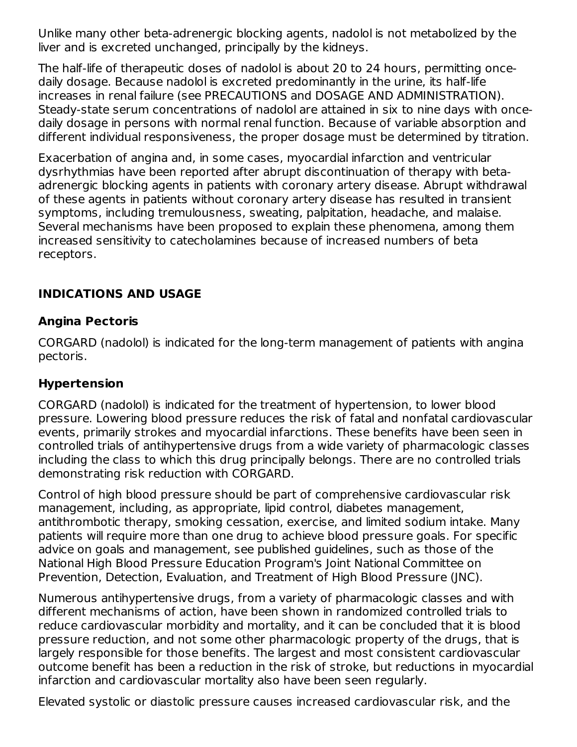Unlike many other beta-adrenergic blocking agents, nadolol is not metabolized by the liver and is excreted unchanged, principally by the kidneys.

The half-life of therapeutic doses of nadolol is about 20 to 24 hours, permitting once-daily dosage. Because nadolol is excreted predominantly in the urine, its half-life increases in renal failure (see PRECAUTIONS and DOSAGE AND ADMINISTRATION). Steady-state serum concentrations of nadolol are attained in six to nine days with once-daily dosage in persons with normal renal function. Because of variable absorption and different individual responsiveness, the proper dosage must be determined by titration.

Exacerbation of angina and, in some cases, myocardial infarction and ventricular dysrhythmias have been reported after abrupt discontinuation of therapy with beta-adrenergic blocking agents in patients with coronary artery disease. Abrupt withdrawal of these agents in patients without coronary artery disease has resulted in transient symptoms, including tremulousness, sweating, palpitation, headache, and malaise. Several mechanisms have been proposed to explain these phenomena, among them increased sensitivity to catecholamines because of increased numbers of beta receptors.

## INDICATIONS AND USAGE

### Angina Pectoris

CORGARD (nadolol) is indicated for the long-term management of patients with angina pectoris.

### Hypertension

CORGARD (nadolol) is indicated for the treatment of hypertension, to lower blood pressure. Lowering blood pressure reduces the risk of fatal and nonfatal cardiovascular events, primarily strokes and myocardial infarctions. These benefits have been seen in controlled trials of antihypertensive drugs from a wide variety of pharmacologic classes including the class to which this drug principally belongs. There are no controlled trials demonstrating risk reduction with CORGARD.

Control of high blood pressure should be part of comprehensive cardiovascular risk management, including, as appropriate, lipid control, diabetes management, antithrombotic therapy, smoking cessation, exercise, and limited sodium intake. Many patients will require more than one drug to achieve blood pressure goals. For specific advice on goals and management, see published guidelines, such as those of the National High Blood Pressure Education Program's Joint National Committee on Prevention, Detection, Evaluation, and Treatment of High Blood Pressure (JNC).

Numerous antihypertensive drugs, from a variety of pharmacologic classes and with different mechanisms of action, have been shown in randomized controlled trials to reduce cardiovascular morbidity and mortality, and it can be concluded that it is blood pressure reduction, and not some other pharmacologic property of the drugs, that is largely responsible for those benefits. The largest and most consistent cardiovascular outcome benefit has been a reduction in the risk of stroke, but reductions in myocardial infarction and cardiovascular mortality also have been seen regularly.

Elevated systolic or diastolic pressure causes increased cardiovascular risk, and the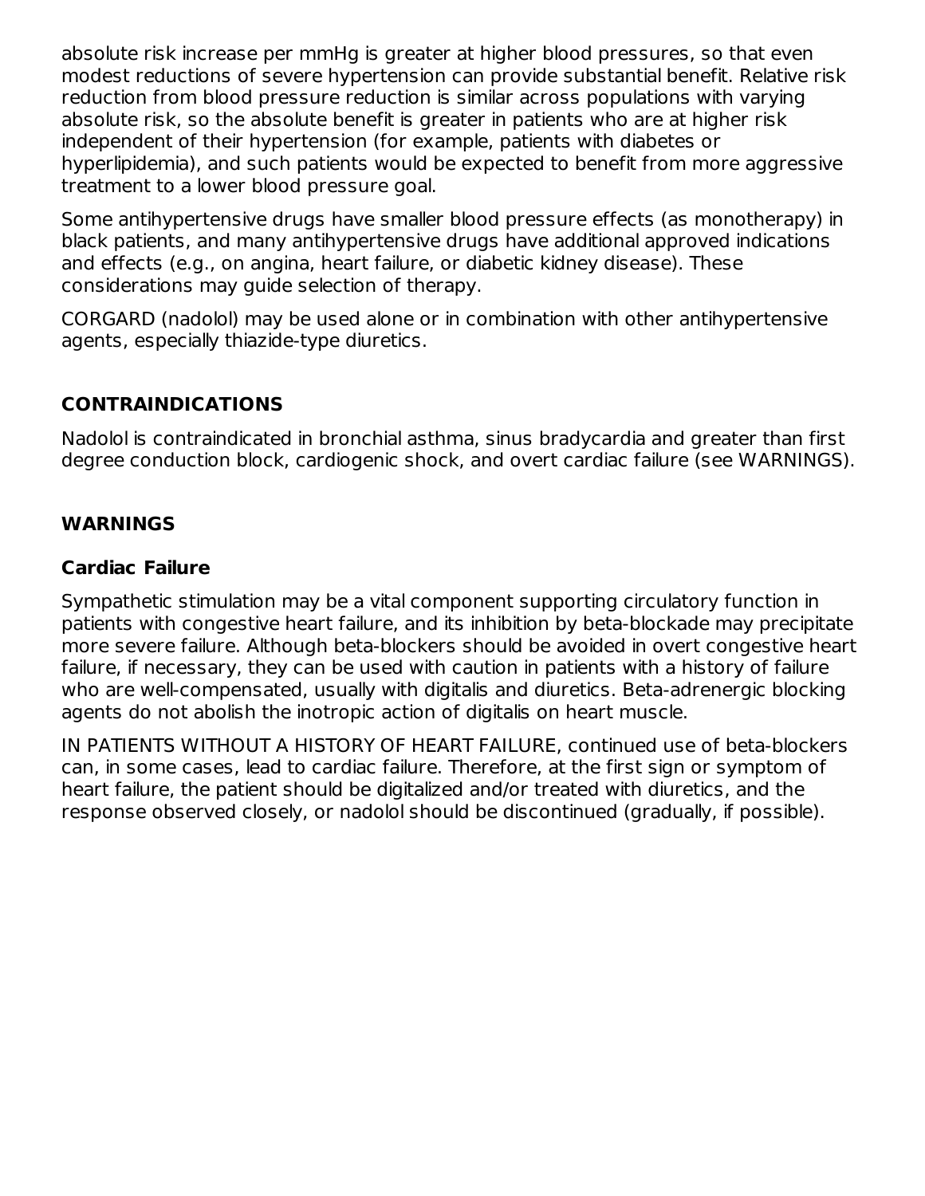absolute risk increase per mmHg is greater at higher blood pressures, so that even modest reductions of severe hypertension can provide substantial benefit. Relative risk reduction from blood pressure reduction is similar across populations with varying absolute risk, so the absolute benefit is greater in patients who are at higher risk independent of their hypertension (for example, patients with diabetes or hyperlipidemia), and such patients would be expected to benefit from more aggressive treatment to a lower blood pressure goal.

Some antihypertensive drugs have smaller blood pressure effects (as monotherapy) in black patients, and many antihypertensive drugs have additional approved indications and effects (e.g., on angina, heart failure, or diabetic kidney disease). These considerations may guide selection of therapy.

CORGARD (nadolol) may be used alone or in combination with other antihypertensive agents, especially thiazide-type diuretics.

## CONTRAINDICATIONS

Nadolol is contraindicated in bronchial asthma, sinus bradycardia and greater than first degree conduction block, cardiogenic shock, and overt cardiac failure (see WARNINGS).

## WARNINGS

### Cardiac Failure

Sympathetic stimulation may be a vital component supporting circulatory function in patients with congestive heart failure, and its inhibition by beta-blockade may precipitate more severe failure. Although beta-blockers should be avoided in overt congestive heart failure, if necessary, they can be used with caution in patients with a history of failure who are well-compensated, usually with digitalis and diuretics. Beta-adrenergic blocking agents do not abolish the inotropic action of digitalis on heart muscle.

IN PATIENTS WITHOUT A HISTORY OF HEART FAILURE, continued use of beta-blockers can, in some cases, lead to cardiac failure. Therefore, at the first sign or symptom of heart failure, the patient should be digitalized and/or treated with diuretics, and the response observed closely, or nadolol should be discontinued (gradually, if possible).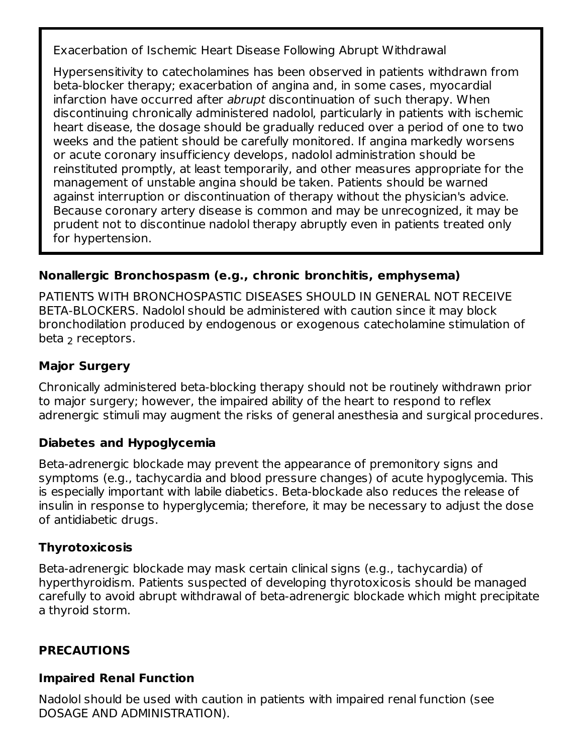Exacerbation of Ischemic Heart Disease Following Abrupt Withdrawal

Hypersensitivity to catecholamines has been observed in patients withdrawn from beta-blocker therapy; exacerbation of angina and, in some cases, myocardial infarction have occurred after *abrupt* discontinuation of such therapy. When discontinuing chronically administered nadolol, particularly in patients with ischemic heart disease, the dosage should be gradually reduced over a period of one to two weeks and the patient should be carefully monitored. If angina markedly worsens or acute coronary insufficiency develops, nadolol administration should be reinstituted promptly, at least temporarily, and other measures appropriate for the management of unstable angina should be taken. Patients should be warned against interruption or discontinuation of therapy without the physician's advice. Because coronary artery disease is common and may be unrecognized, it may be prudent not to discontinue nadolol therapy abruptly even in patients treated only for hypertension.

**Nonallergic Bronchospasm (e.g., chronic bronchitis, emphysema)**

PATIENTS WITH BRONCHOSPASTIC DISEASES SHOULD IN GENERAL NOT RECEIVE BETA-BLOCKERS. Nadolol should be administered with caution since it may block bronchodilation produced by endogenous or exogenous catecholamine stimulation of beta $_2$ receptors.

**Major Surgery**

Chronically administered beta-blocking therapy should not be routinely withdrawn prior to major surgery; however, the impaired ability of the heart to respond to reflex adrenergic stimuli may augment the risks of general anesthesia and surgical procedures.

**Diabetes and Hypoglycemia**

Beta-adrenergic blockade may prevent the appearance of premonitory signs and symptoms (e.g., tachycardia and blood pressure changes) of acute hypoglycemia. This is especially important with labile diabetics. Beta-blockade also reduces the release of insulin in response to hyperglycemia; therefore, it may be necessary to adjust the dose of antidiabetic drugs.

**Thyrotoxicosis**

Beta-adrenergic blockade may mask certain clinical signs (e.g., tachycardia) of hyperthyroidism. Patients suspected of developing thyrotoxicosis should be managed carefully to avoid abrupt withdrawal of beta-adrenergic blockade which might precipitate a thyroid storm.

## PRECAUTIONS

**Impaired Renal Function**

Nadolol should be used with caution in patients with impaired renal function (see DOSAGE AND ADMINISTRATION).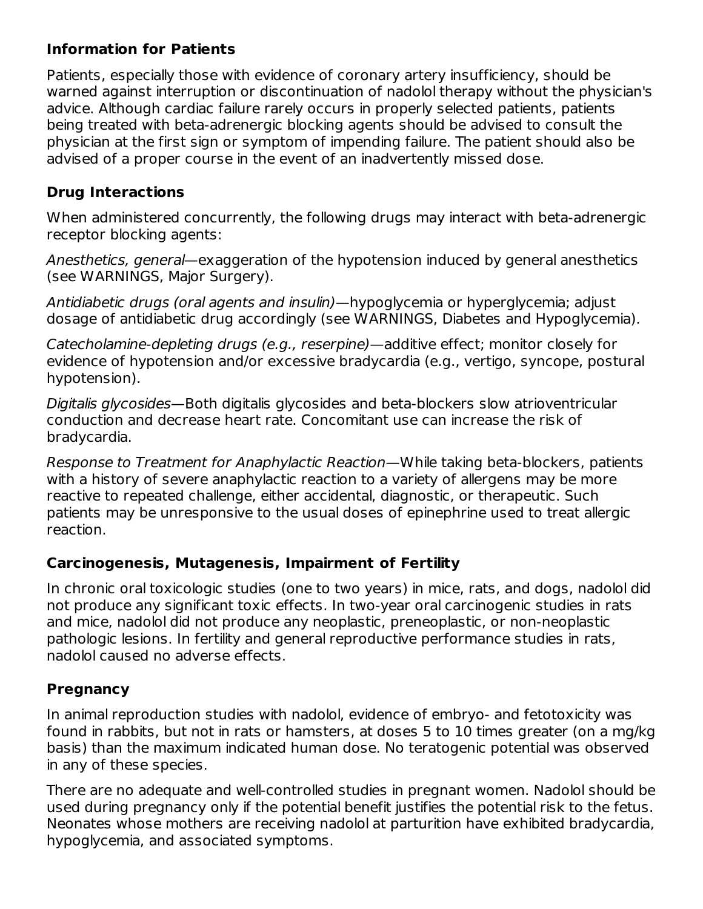### Information for Patients

Patients, especially those with evidence of coronary artery insufficiency, should be warned against interruption or discontinuation of nadolol therapy without the physician's advice. Although cardiac failure rarely occurs in properly selected patients, patients being treated with beta-adrenergic blocking agents should be advised to consult the physician at the first sign or symptom of impending failure. The patient should also be advised of a proper course in the event of an inadvertently missed dose.

### Drug Interactions

When administered concurrently, the following drugs may interact with beta-adrenergic receptor blocking agents:

*Anesthetics, general*—exaggeration of the hypotension induced by general anesthetics (see WARNINGS, Major Surgery).

*Antidiabetic drugs (oral agents and insulin)*—hypoglycemia or hyperglycemia; adjust dosage of antidiabetic drug accordingly (see WARNINGS, Diabetes and Hypoglycemia).

*Catecholamine-depleting drugs (e.g., reserpine)*—additive effect; monitor closely for evidence of hypotension and/or excessive bradycardia (e.g., vertigo, syncope, postural hypotension).

*Digitalis glycosides*—Both digitalis glycosides and beta-blockers slow atrioventricular conduction and decrease heart rate. Concomitant use can increase the risk of bradycardia.

*Response to Treatment for Anaphylactic Reaction*—While taking beta-blockers, patients with a history of severe anaphylactic reaction to a variety of allergens may be more reactive to repeated challenge, either accidental, diagnostic, or therapeutic. Such patients may be unresponsive to the usual doses of epinephrine used to treat allergic reaction.

### Carcinogenesis, Mutagenesis, Impairment of Fertility

In chronic oral toxicologic studies (one to two years) in mice, rats, and dogs, nadolol did not produce any significant toxic effects. In two-year oral carcinogenic studies in rats and mice, nadolol did not produce any neoplastic, preneoplastic, or non-neoplastic pathologic lesions. In fertility and general reproductive performance studies in rats, nadolol caused no adverse effects.

### Pregnancy

In animal reproduction studies with nadolol, evidence of embryo- and fetotoxicity was found in rabbits, but not in rats or hamsters, at doses 5 to 10 times greater (on a mg/kg basis) than the maximum indicated human dose. No teratogenic potential was observed in any of these species.

There are no adequate and well-controlled studies in pregnant women. Nadolol should be used during pregnancy only if the potential benefit justifies the potential risk to the fetus. Neonates whose mothers are receiving nadolol at parturition have exhibited bradycardia, hypoglycemia, and associated symptoms.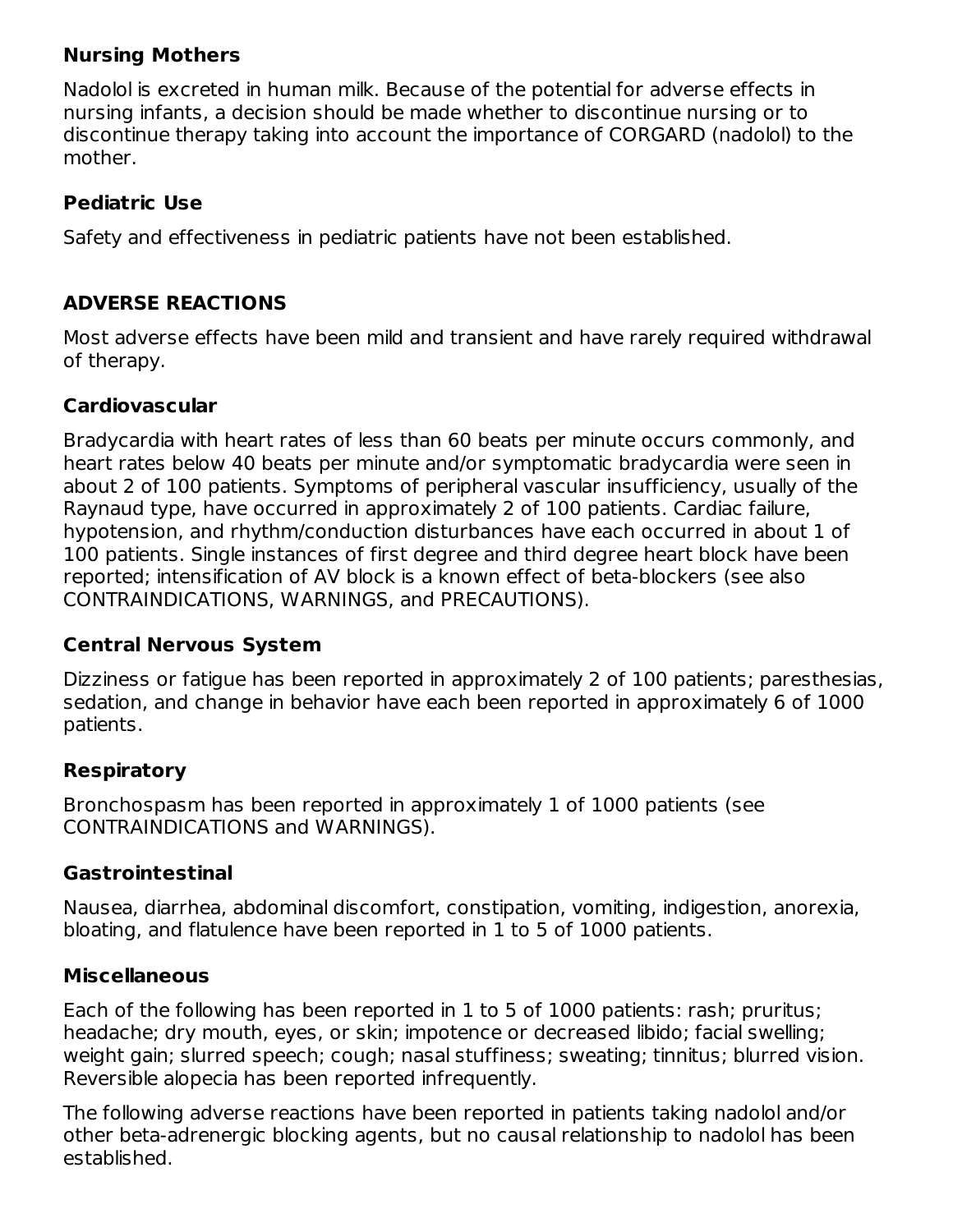### Nursing Mothers

Nadolol is excreted in human milk. Because of the potential for adverse effects in nursing infants, a decision should be made whether to discontinue nursing or to discontinue therapy taking into account the importance of CORGARD (nadolol) to the mother.

### Pediatric Use

Safety and effectiveness in pediatric patients have not been established.

## ADVERSE REACTIONS

Most adverse effects have been mild and transient and have rarely required withdrawal of therapy.

### Cardiovascular

Bradycardia with heart rates of less than 60 beats per minute occurs commonly, and heart rates below 40 beats per minute and/or symptomatic bradycardia were seen in about 2 of 100 patients. Symptoms of peripheral vascular insufficiency, usually of the Raynaud type, have occurred in approximately 2 of 100 patients. Cardiac failure, hypotension, and rhythm/conduction disturbances have each occurred in about 1 of 100 patients. Single instances of first degree and third degree heart block have been reported; intensification of AV block is a known effect of beta-blockers (see also CONTRAINDICATIONS, WARNINGS, and PRECAUTIONS).

### Central Nervous System

Dizziness or fatigue has been reported in approximately 2 of 100 patients; paresthesias, sedation, and change in behavior have each been reported in approximately 6 of 1000 patients.

### Respiratory

Bronchospasm has been reported in approximately 1 of 1000 patients (see CONTRAINDICATIONS and WARNINGS).

### Gastrointestinal

Nausea, diarrhea, abdominal discomfort, constipation, vomiting, indigestion, anorexia, bloating, and flatulence have been reported in 1 to 5 of 1000 patients.

### Miscellaneous

Each of the following has been reported in 1 to 5 of 1000 patients: rash; pruritus; headache; dry mouth, eyes, or skin; impotence or decreased libido; facial swelling; weight gain; slurred speech; cough; nasal stuffiness; sweating; tinnitus; blurred vision. Reversible alopecia has been reported infrequently.

The following adverse reactions have been reported in patients taking nadolol and/or other beta-adrenergic blocking agents, but no causal relationship to nadolol has been established.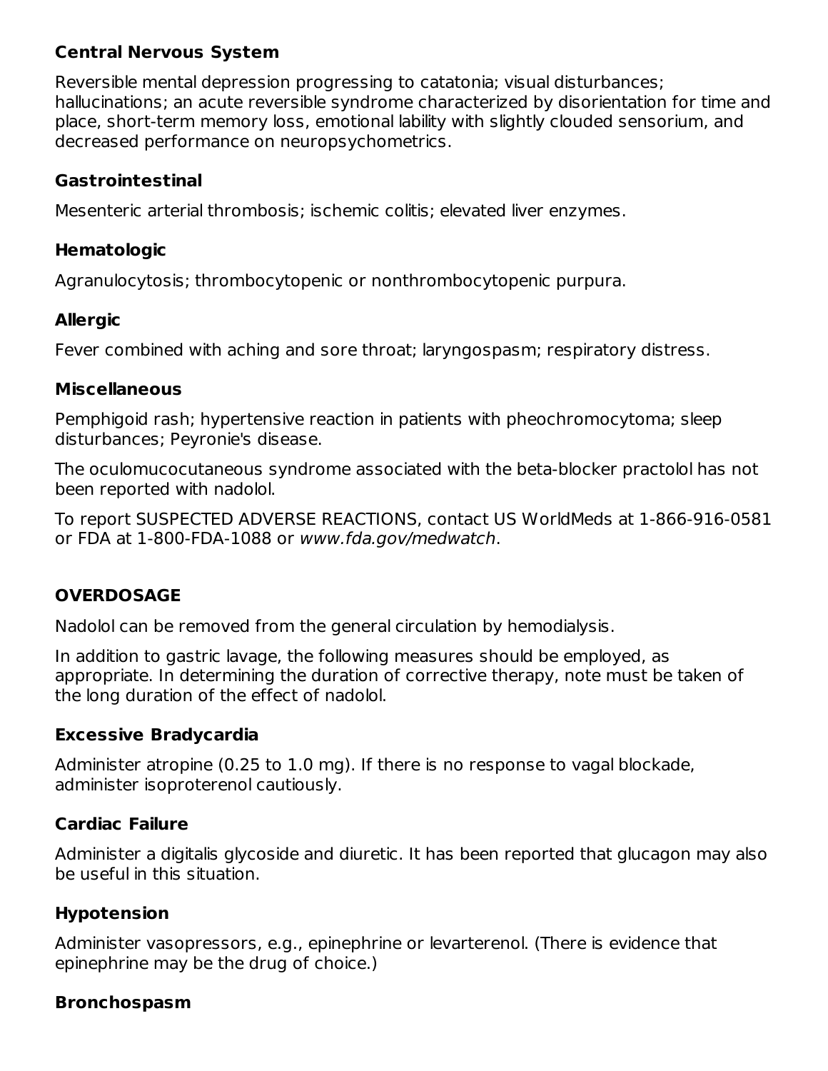### Central Nervous System

Reversible mental depression progressing to catatonia; visual disturbances; hallucinations; an acute reversible syndrome characterized by disorientation for time and place, short-term memory loss, emotional lability with slightly clouded sensorium, and decreased performance on neuropsychometrics.

### Gastrointestinal

Mesenteric arterial thrombosis; ischemic colitis; elevated liver enzymes.

### Hematologic

Agranulocytosis; thrombocytopenic or nonthrombocytopenic purpura.

### Allergic

Fever combined with aching and sore throat; laryngospasm; respiratory distress.

### Miscellaneous

Pemphigoid rash; hypertensive reaction in patients with pheochromocytoma; sleep disturbances; Peyronie's disease.

The oculomucocutaneous syndrome associated with the beta-blocker practolol has not been reported with nadolol.

To report SUSPECTED ADVERSE REACTIONS, contact US WorldMeds at 1-866-916-0581 or FDA at 1-800-FDA-1088 or *www.fda.gov/medwatch*.

## OVERDOSAGE

Nadolol can be removed from the general circulation by hemodialysis.

In addition to gastric lavage, the following measures should be employed, as appropriate. In determining the duration of corrective therapy, note must be taken of the long duration of the effect of nadolol.

### Excessive Bradycardia

Administer atropine (0.25 to 1.0 mg). If there is no response to vagal blockade, administer isoproterenol cautiously.

### Cardiac Failure

Administer a digitalis glycoside and diuretic. It has been reported that glucagon may also be useful in this situation.

### Hypotension

Administer vasopressors, e.g., epinephrine or levarterenol. (There is evidence that epinephrine may be the drug of choice.)

### Bronchospasm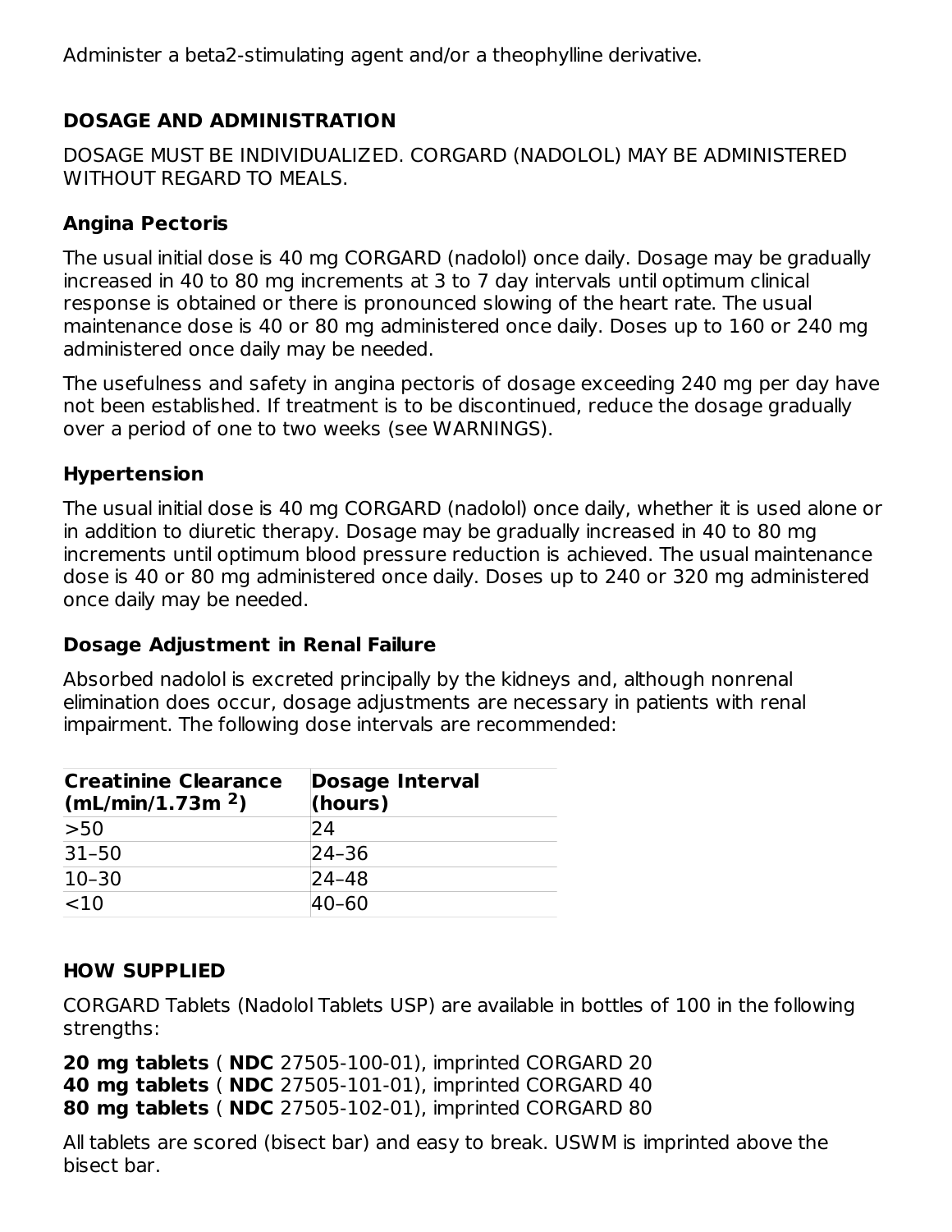Administer a beta2-stimulating agent and/or a theophylline derivative.

## DOSAGE AND ADMINISTRATION

DOSAGE MUST BE INDIVIDUALIZED. CORGARD (NADOLOL) MAY BE ADMINISTERED WITHOUT REGARD TO MEALS.

### Angina Pectoris

The usual initial dose is 40 mg CORGARD (nadolol) once daily. Dosage may be gradually increased in 40 to 80 mg increments at 3 to 7 day intervals until optimum clinical response is obtained or there is pronounced slowing of the heart rate. The usual maintenance dose is 40 or 80 mg administered once daily. Doses up to 160 or 240 mg administered once daily may be needed.

The usefulness and safety in angina pectoris of dosage exceeding 240 mg per day have not been established. If treatment is to be discontinued, reduce the dosage gradually over a period of one to two weeks (see WARNINGS).

### Hypertension

The usual initial dose is 40 mg CORGARD (nadolol) once daily, whether it is used alone or in addition to diuretic therapy. Dosage may be gradually increased in 40 to 80 mg increments until optimum blood pressure reduction is achieved. The usual maintenance dose is 40 or 80 mg administered once daily. Doses up to 240 or 320 mg administered once daily may be needed.

### Dosage Adjustment in Renal Failure

Absorbed nadolol is excreted principally by the kidneys and, although nonrenal elimination does occur, dosage adjustments are necessary in patients with renal impairment. The following dose intervals are recommended:

| Creatinine Clearance ($mL/min/1.73m^2$) | Dosage Interval (hours) |
|---|---|
| >50 | 24 |
| 31–50 | 24–36 |
| 10–30 | 24–48 |
| <10 | 40–60 |

## HOW SUPPLIED

CORGARD Tablets (Nadolol Tablets USP) are available in bottles of 100 in the following strengths:

**20 mg tablets** ( **NDC** 27505-100-01), imprinted CORGARD 20
**40 mg tablets** ( **NDC** 27505-101-01), imprinted CORGARD 40
**80 mg tablets** ( **NDC** 27505-102-01), imprinted CORGARD 80

All tablets are scored (bisect bar) and easy to break. USWM is imprinted above the bisect bar.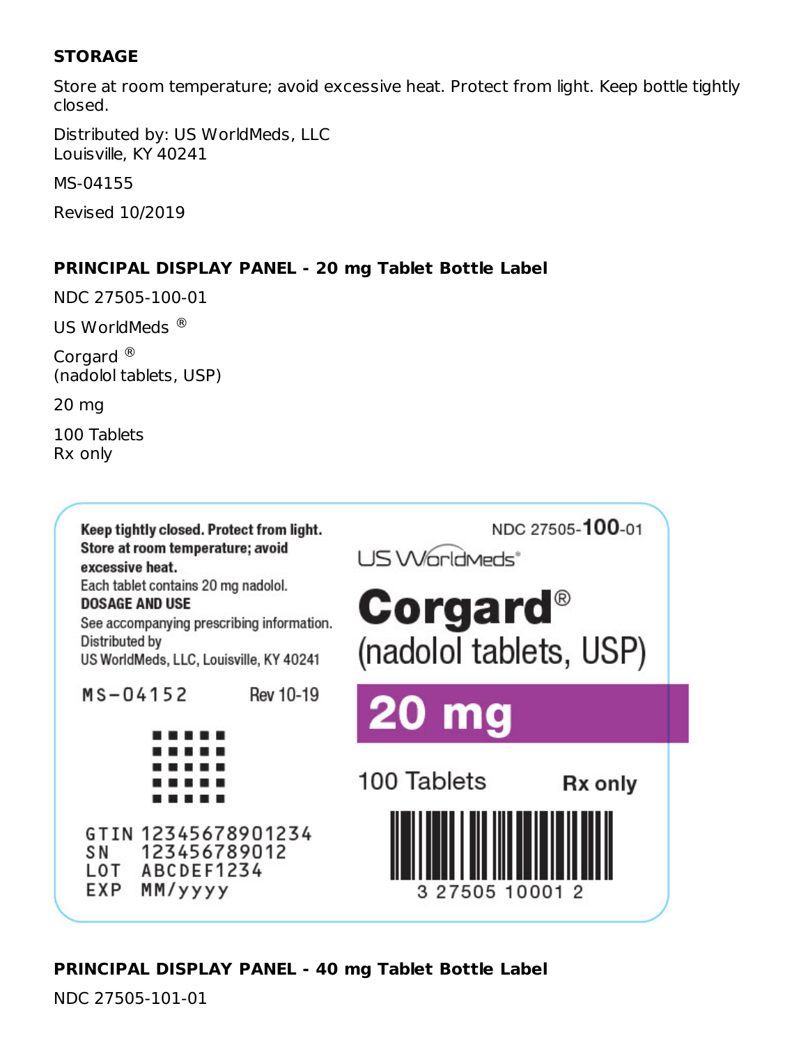**STORAGE**

Store at room temperature; avoid excessive heat. Protect from light. Keep bottle tightly closed.

Distributed by: US WorldMeds, LLC
Louisville, KY 40241

MS-04155

Revised 10/2019

**PRINCIPAL DISPLAY PANEL - 20 mg Tablet Bottle Label**

NDC 27505-100-01

US WorldMeds ®

Corgard ®
(nadolol tablets, USP)

20 mg

100 Tablets
Rx only

Keep tightly closed. Protect from light.
Store at room temperature; avoid excessive heat.
Each tablet contains 20 mg nadolol.
DOSAGE AND USE
See accompanying prescribing information.
Distributed by
US WorldMeds, LLC, Louisville, KY 40241

MS-04152 Rev 10-19

GTIN 12345678901234
SN 123456789012
LOT ABCDEF1234
EXP MM/yyyy

NDC 27505-100-01
US WorldMeds®
Corgard®
(nadolol tablets, USP)
20 mg
100 Tablets Rx only

3 27505 10001 2

**PRINCIPAL DISPLAY PANEL - 40 mg Tablet Bottle Label**

NDC 27505-101-01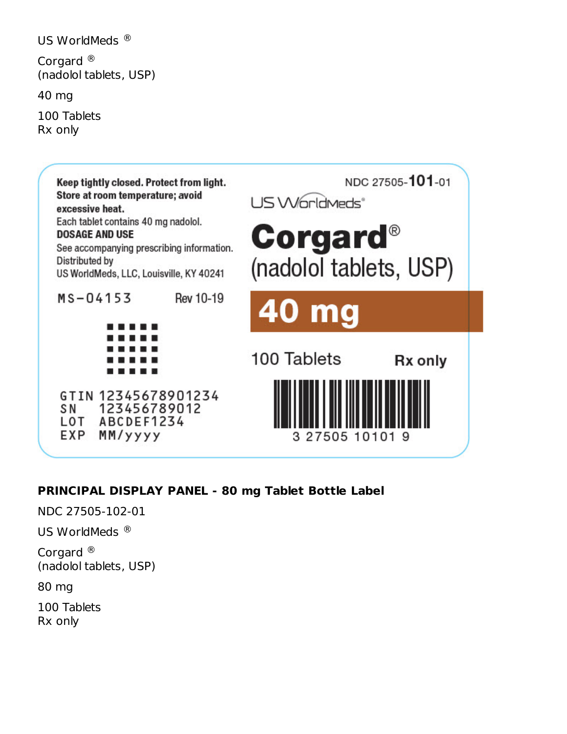US WorldMeds ®

Corgard ®
(nadolol tablets, USP)

40 mg

100 Tablets
Rx only

**Keep tightly closed. Protect from light. Store at room temperature; avoid excessive heat.**
Each tablet contains 40 mg nadolol.
**DOSAGE AND USE**
See accompanying prescribing information.
Distributed by
US WorldMeds, LLC, Louisville, KY 40241

MS-04153 Rev 10-19

GTIN 12345678901234
SN 123456789012
LOT ABCDEF1234
EXP MM/yyyy

NDC 27505-**101**-01

US WorldMeds®

**Corgard**®
(nadolol tablets, USP)

**40 mg**

100 Tablets **Rx only**

3 27505 10101 9

**PRINCIPAL DISPLAY PANEL - 80 mg Tablet Bottle Label**

NDC 27505-102-01

US WorldMeds ®

Corgard ®
(nadolol tablets, USP)

80 mg

100 Tablets
Rx only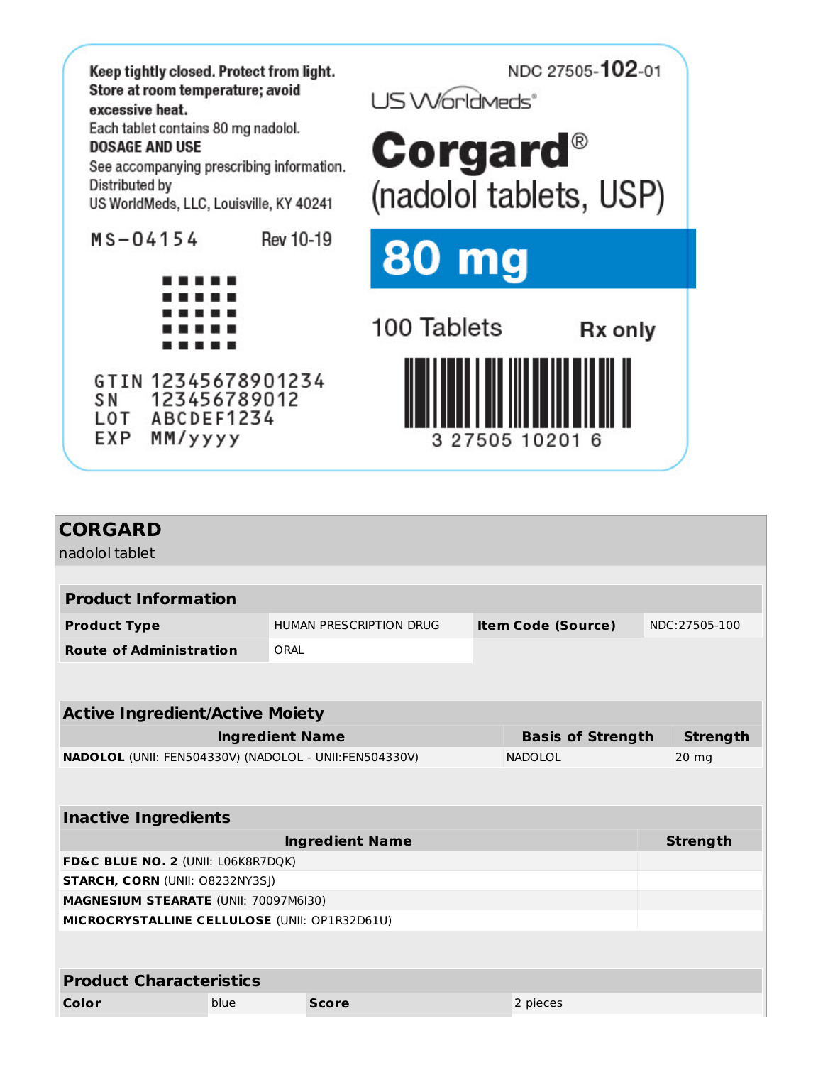Keep tightly closed. Protect from light.
Store at room temperature; avoid excessive heat.
Each tablet contains 80 mg nadolol.

**DOSAGE AND USE**

See accompanying prescribing information.

Distributed by
US WorldMeds, LLC, Louisville, KY 40241

MS-04154 Rev 10-19

GTIN 12345678901234
SN 123456789012
LOT ABCDEF1234
EXP MM/yyyy

NDC 27505-**102**-01

US WorldMeds®

# Corgard®

(nadolol tablets, USP)

**80 mg**

100 Tablets **Rx only**

3 27505 10201 6

## CORGARD

nadolol tablet

| **Product Information** | | | |
|---|---|---|---|
| **Product Type** | HUMAN PRESCRIPTION DRUG | **Item Code (Source)** | NDC:27505-100 |
| **Route of Administration** | ORAL | | |

| **Active Ingredient/Active Moiety** | | |
|---|---|---|
| **Ingredient Name** | **Basis of Strength** | **Strength** |
| **NADOLOL** (UNII: FEN504330V) (NADOLOL - UNII:FEN504330V) | NADOLOL | 20 mg |

| **Inactive Ingredients** | |
|---|---|
| **Ingredient Name** | **Strength** |
| **FD&C BLUE NO. 2** (UNII: L06K8R7DQK) | |
| **STARCH, CORN** (UNII: O8232NY3SJ) | |
| **MAGNESIUM STEARATE** (UNII: 70097M6I30) | |
| **MICROCRYSTALLINE CELLULOSE** (UNII: OP1R32D61U) | |

| **Product Characteristics** | | | |
|---|---|---|---|
| **Color** | blue | **Score** | 2 pieces |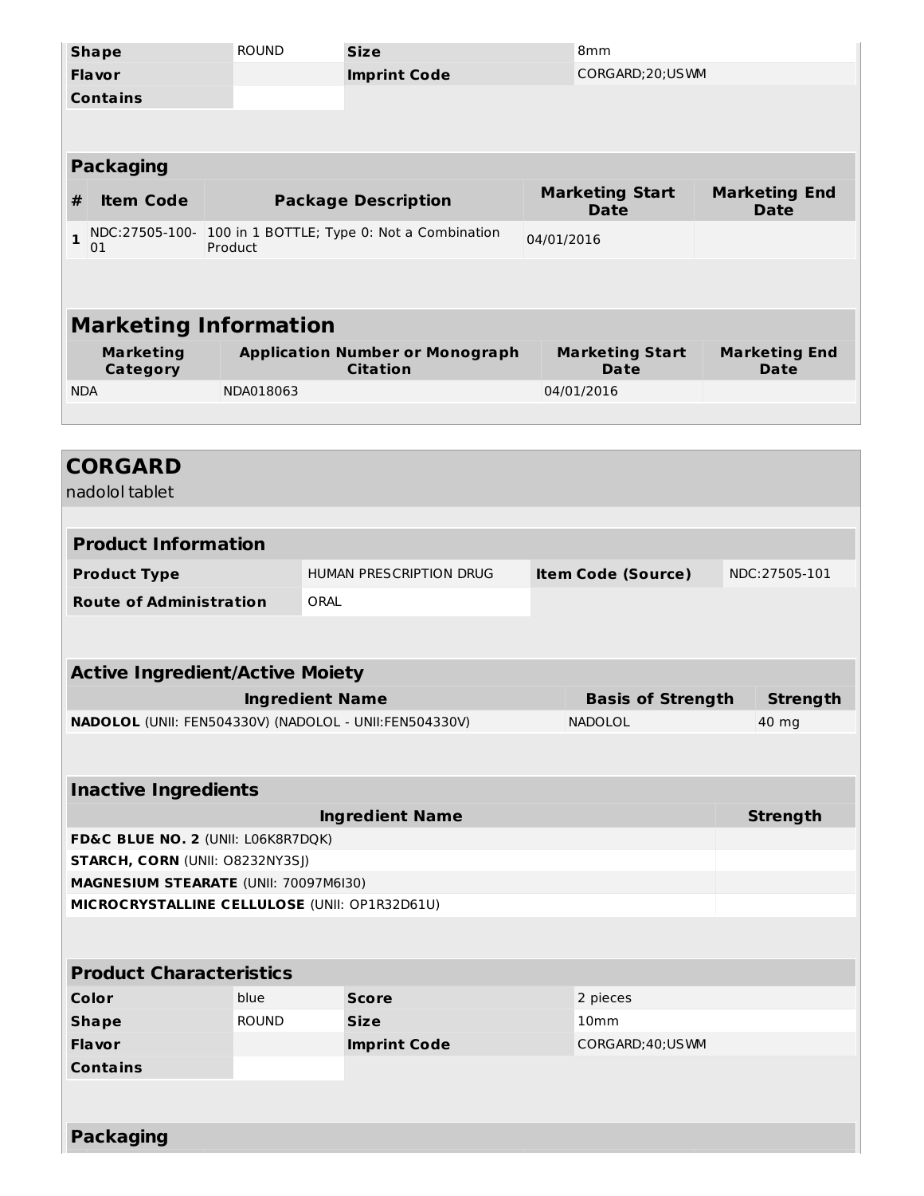| | | | |
|---|---|---|---|
| **Shape** | ROUND | **Size** | 8mm |
| **Flavor** | | **Imprint Code** | CORGARD;20;USWM |
| **Contains** | | | |

| **Packaging** | | | | |
|---|---|---|---|---|
| **#** | **Item Code** | **Package Description** | **Marketing Start Date** | **Marketing End Date** |
| **1** | NDC:27505-100-01 | 100 in 1 BOTTLE; Type 0: Not a Combination Product | 04/01/2016 | |

## Marketing Information

| Marketing Category | Application Number or Monograph Citation | Marketing Start Date | Marketing End Date |
|---|---|---|---|
| NDA | NDA018063 | 04/01/2016 | |

# CORGARD

nadolol tablet

| **Product Information** | | | |
|---|---|---|---|
| **Product Type** | HUMAN PRESCRIPTION DRUG | **Item Code (Source)** | NDC:27505-101 |
| **Route of Administration** | ORAL | | |

| **Active Ingredient/Active Moiety** | | |
|---|---|---|
| **Ingredient Name** | **Basis of Strength** | **Strength** |
| **NADOLOL** (UNII: FEN504330V) (NADOLOL - UNII:FEN504330V) | NADOLOL | 40 mg |

| **Inactive Ingredients** | |
|---|---|
| **Ingredient Name** | **Strength** |
| **FD&C BLUE NO. 2** (UNII: L06K8R7DQK) | |
| **STARCH, CORN** (UNII: O8232NY3SJ) | |
| **MAGNESIUM STEARATE** (UNII: 70097M6I30) | |
| **MICROCRYSTALLINE CELLULOSE** (UNII: OP1R32D61U) | |

| **Product Characteristics** | | | |
|---|---|---|---|
| **Color** | blue | **Score** | 2 pieces |
| **Shape** | ROUND | **Size** | 10mm |
| **Flavor** | | **Imprint Code** | CORGARD;40;USWM |
| **Contains** | | | |

**Packaging**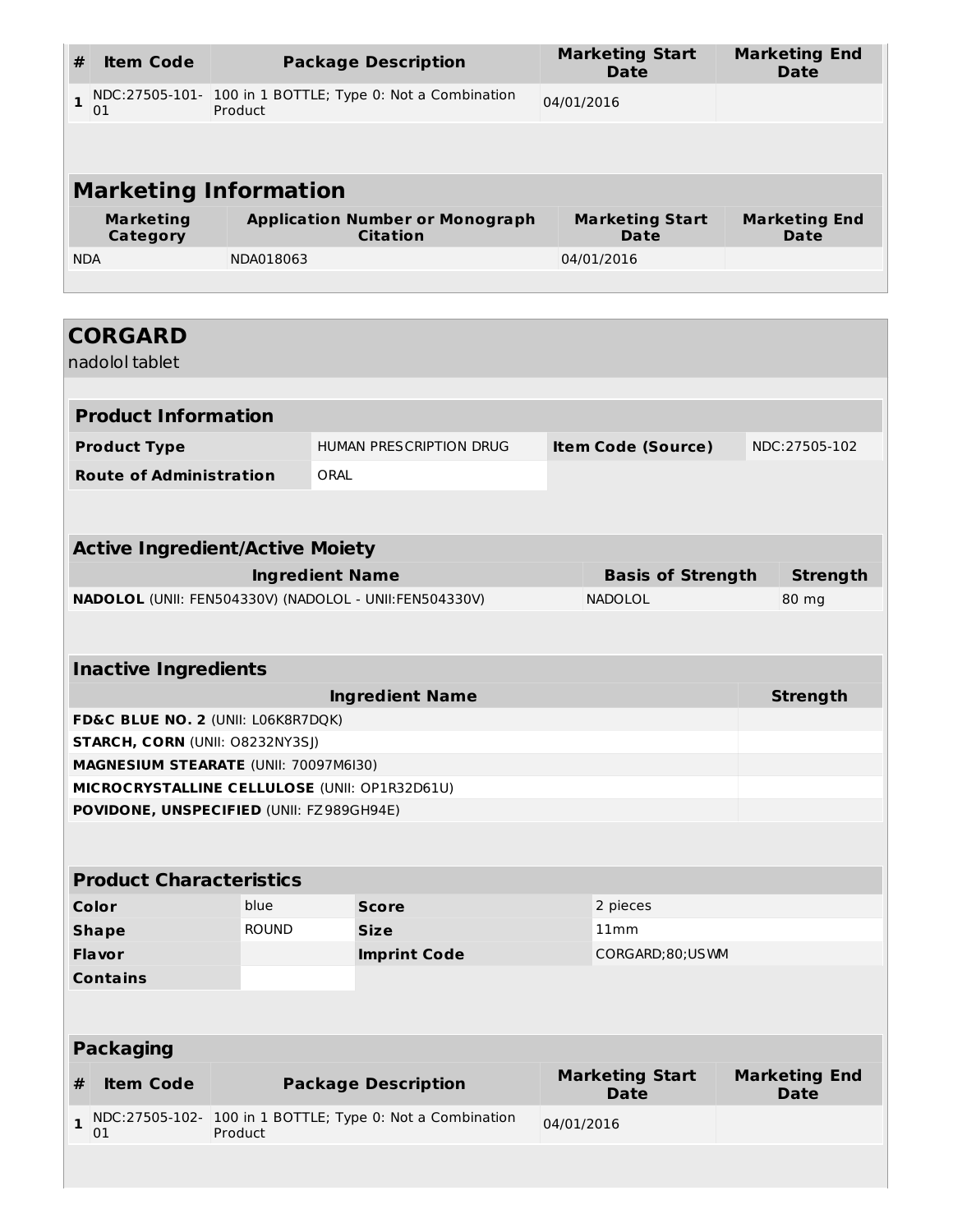| # | Item Code | Package Description | Marketing Start Date | Marketing End Date |
|---|---|---|---|---|
| 1 | NDC:27505-101-01 | 100 in 1 BOTTLE; Type 0: Not a Combination Product | 04/01/2016 | |

## Marketing Information

| Marketing Category | Application Number or Monograph Citation | Marketing Start Date | Marketing End Date |
|---|---|---|---|
| NDA | NDA018063 | 04/01/2016 | |

# CORGARD

nadolol tablet

## Product Information

| | | | |
|---|---|---|---|
| **Product Type** | HUMAN PRESCRIPTION DRUG | **Item Code (Source)** | NDC:27505-102 |
| **Route of Administration** | ORAL | | |

## Active Ingredient/Active Moiety

| Ingredient Name | Basis of Strength | Strength |
|---|---|---|
| **NADOLOL** (UNII: FEN504330V) (NADOLOL - UNII:FEN504330V) | NADOLOL | 80 mg |

## Inactive Ingredients

| Ingredient Name | Strength |
|---|---|
| **FD&C BLUE NO. 2** (UNII: L06K8R7DQK) | |
| **STARCH, CORN** (UNII: O8232NY3SJ) | |
| **MAGNESIUM STEARATE** (UNII: 70097M6I30) | |
| **MICROCRYSTALLINE CELLULOSE** (UNII: OP1R32D61U) | |
| **POVIDONE, UNSPECIFIED** (UNII: FZ989GH94E) | |

## Product Characteristics

| | | | |
|---|---|---|---|
| **Color** | blue | **Score** | 2 pieces |
| **Shape** | ROUND | **Size** | 11mm |
| **Flavor** | | **Imprint Code** | CORGARD;80;USWM |
| **Contains** | | | |

## Packaging

| # | Item Code | Package Description | Marketing Start Date | Marketing End Date |
|---|---|---|---|---|
| 1 | NDC:27505-102-01 | 100 in 1 BOTTLE; Type 0: Not a Combination Product | 04/01/2016 | |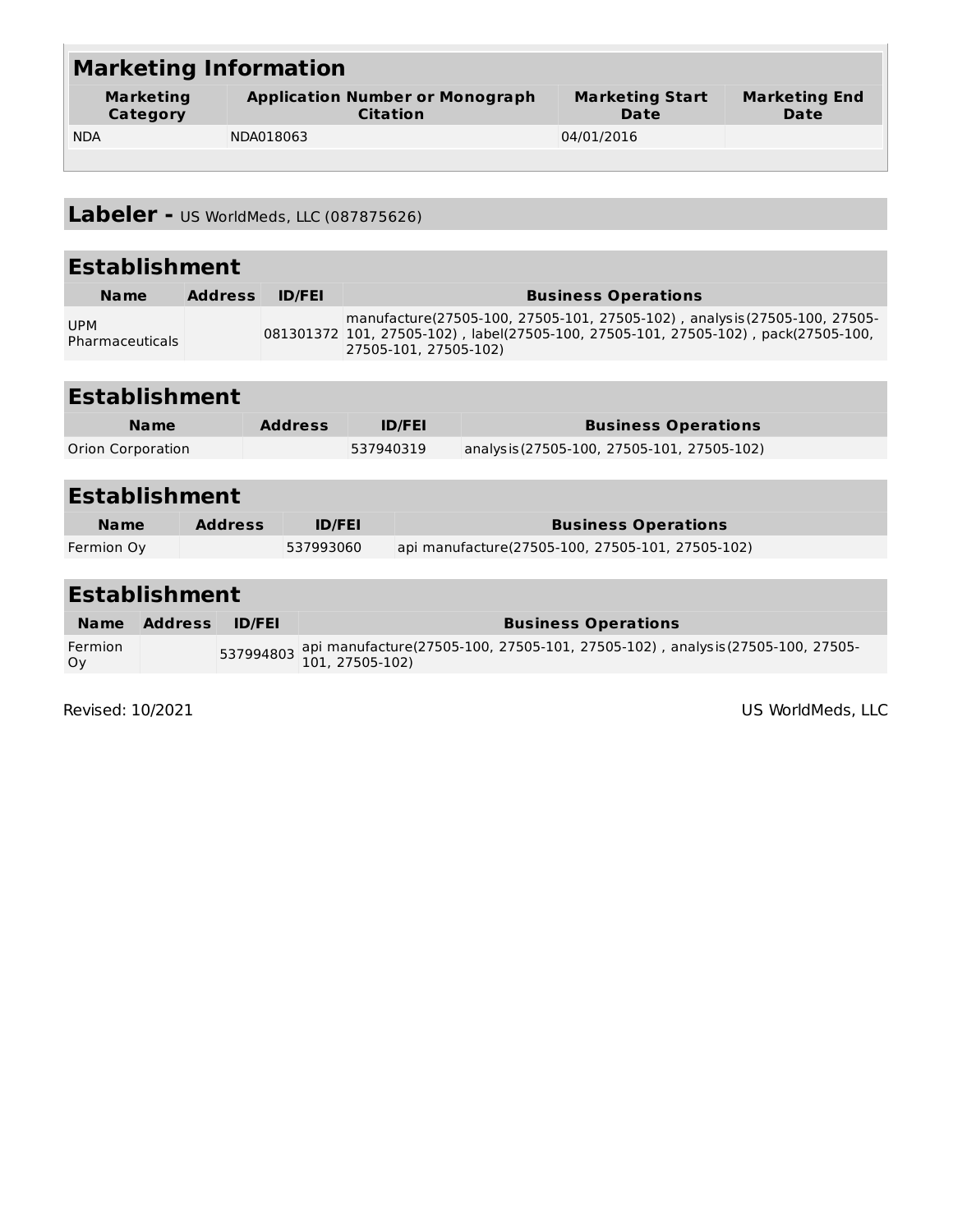## Marketing Information

| Marketing Category | Application Number or Monograph Citation | Marketing Start Date | Marketing End Date |
| --- | --- | --- | --- |
| NDA | NDA018063 | 04/01/2016 | |

## Labeler - US WorldMeds, LLC (087875626)

## Establishment

| Name | Address | ID/FEI | Business Operations |
| --- | --- | --- | --- |
| UPM Pharmaceuticals | | 081301372 | manufacture(27505-100, 27505-101, 27505-102) , analysis(27505-100, 27505-101, 27505-102) , label(27505-100, 27505-101, 27505-102) , pack(27505-100, 27505-101, 27505-102) |

## Establishment

| Name | Address | ID/FEI | Business Operations |
| --- | --- | --- | --- |
| Orion Corporation | | 537940319 | analysis(27505-100, 27505-101, 27505-102) |

## Establishment

| Name | Address | ID/FEI | Business Operations |
| --- | --- | --- | --- |
| Fermion Oy | | 537993060 | api manufacture(27505-100, 27505-101, 27505-102) |

## Establishment

| Name | Address | ID/FEI | Business Operations |
| --- | --- | --- | --- |
| Fermion Oy | | 537994803 | api manufacture(27505-100, 27505-101, 27505-102) , analysis(27505-100, 27505-101, 27505-102) |

Revised: 10/2021

US WorldMeds, LLC